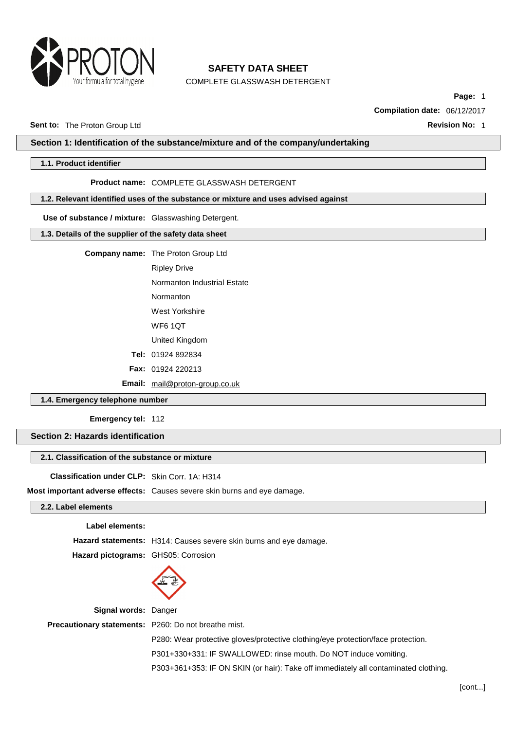# SAFETY DATA SHEET

COMPLETE GLASSWASH DETERGENT

**Compilation date:** 06/12/2017

**Sent to:** The Proton Group Ltd

**Revision No:** 1

## Section 1: Identification of the substance/mixture and of the company/undertaking

### 1.1. Product identifier

**Product name:** COMPLETE GLASSWASH DETERGENT

### 1.2. Relevant identified uses of the substance or mixture and uses advised against

**Use of substance / mixture:** Glasswashing Detergent.

### 1.3. Details of the supplier of the safety data sheet

**Company name:** The Proton Group Ltd

Ripley Drive

Normanton Industrial Estate

Normanton

West Yorkshire

WF6 1QT

United Kingdom

**Tel:** 01924 892834

**Fax:** 01924 220213

**Email:** mail@proton-group.co.uk

### 1.4. Emergency telephone number

**Emergency tel:** 112

## Section 2: Hazards identification

### 2.1. Classification of the substance or mixture

**Classification under CLP:** Skin Corr. 1A: H314

**Most important adverse effects:** Causes severe skin burns and eye damage.

### 2.2. Label elements

**Label elements:**

**Hazard statements:** H314: Causes severe skin burns and eye damage.

**Hazard pictograms:** GHS05: Corrosion

**Signal words:** Danger

**Precautionary statements:** P260: Do not breathe mist.

P280: Wear protective gloves/protective clothing/eye protection/face protection.

P301+330+331: IF SWALLOWED: rinse mouth. Do NOT induce vomiting.

P303+361+353: IF ON SKIN (or hair): Take off immediately all contaminated clothing.

[cont...]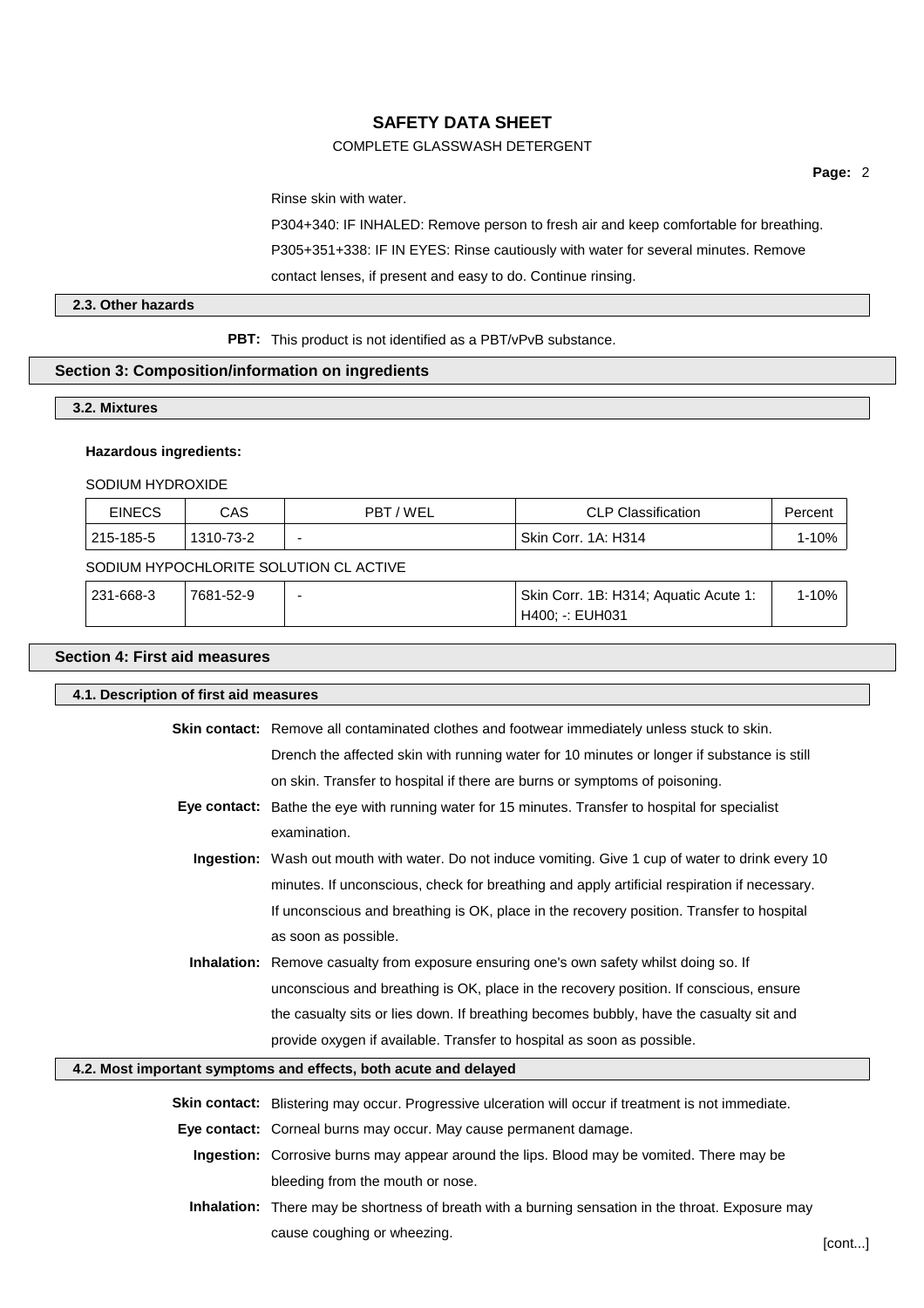Rinse skin with water.

P304+340: IF INHALED: Remove person to fresh air and keep comfortable for breathing.

P305+351+338: IF IN EYES: Rinse cautiously with water for several minutes. Remove contact lenses, if present and easy to do. Continue rinsing.

### 2.3. Other hazards

**PBT:** This product is not identified as a PBT/vPvB substance.

## Section 3: Composition/information on ingredients

### 3.2. Mixtures

**Hazardous ingredients:**

SODIUM HYDROXIDE

| EINECS | CAS | PBT / WEL | CLP Classification | Percent |
|---|---|---|---|---|
| 215-185-5 | 1310-73-2 | - | Skin Corr. 1A: H314 | 1-10% |

SODIUM HYPOCHLORITE SOLUTION CL ACTIVE

| EINECS | CAS | PBT / WEL | CLP Classification | Percent |
|---|---|---|---|---|
| 231-668-3 | 7681-52-9 | - | Skin Corr. 1B: H314; Aquatic Acute 1: H400; -: EUH031 | 1-10% |

## Section 4: First aid measures

### 4.1. Description of first aid measures

**Skin contact:** Remove all contaminated clothes and footwear immediately unless stuck to skin. Drench the affected skin with running water for 10 minutes or longer if substance is still on skin. Transfer to hospital if there are burns or symptoms of poisoning.

**Eye contact:** Bathe the eye with running water for 15 minutes. Transfer to hospital for specialist examination.

**Ingestion:** Wash out mouth with water. Do not induce vomiting. Give 1 cup of water to drink every 10 minutes. If unconscious, check for breathing and apply artificial respiration if necessary. If unconscious and breathing is OK, place in the recovery position. Transfer to hospital as soon as possible.

**Inhalation:** Remove casualty from exposure ensuring one's own safety whilst doing so. If unconscious and breathing is OK, place in the recovery position. If conscious, ensure the casualty sits or lies down. If breathing becomes bubbly, have the casualty sit and provide oxygen if available. Transfer to hospital as soon as possible.

### 4.2. Most important symptoms and effects, both acute and delayed

**Skin contact:** Blistering may occur. Progressive ulceration will occur if treatment is not immediate.

**Eye contact:** Corneal burns may occur. May cause permanent damage.

**Ingestion:** Corrosive burns may appear around the lips. Blood may be vomited. There may be bleeding from the mouth or nose.

**Inhalation:** There may be shortness of breath with a burning sensation in the throat. Exposure may cause coughing or wheezing.

[cont...]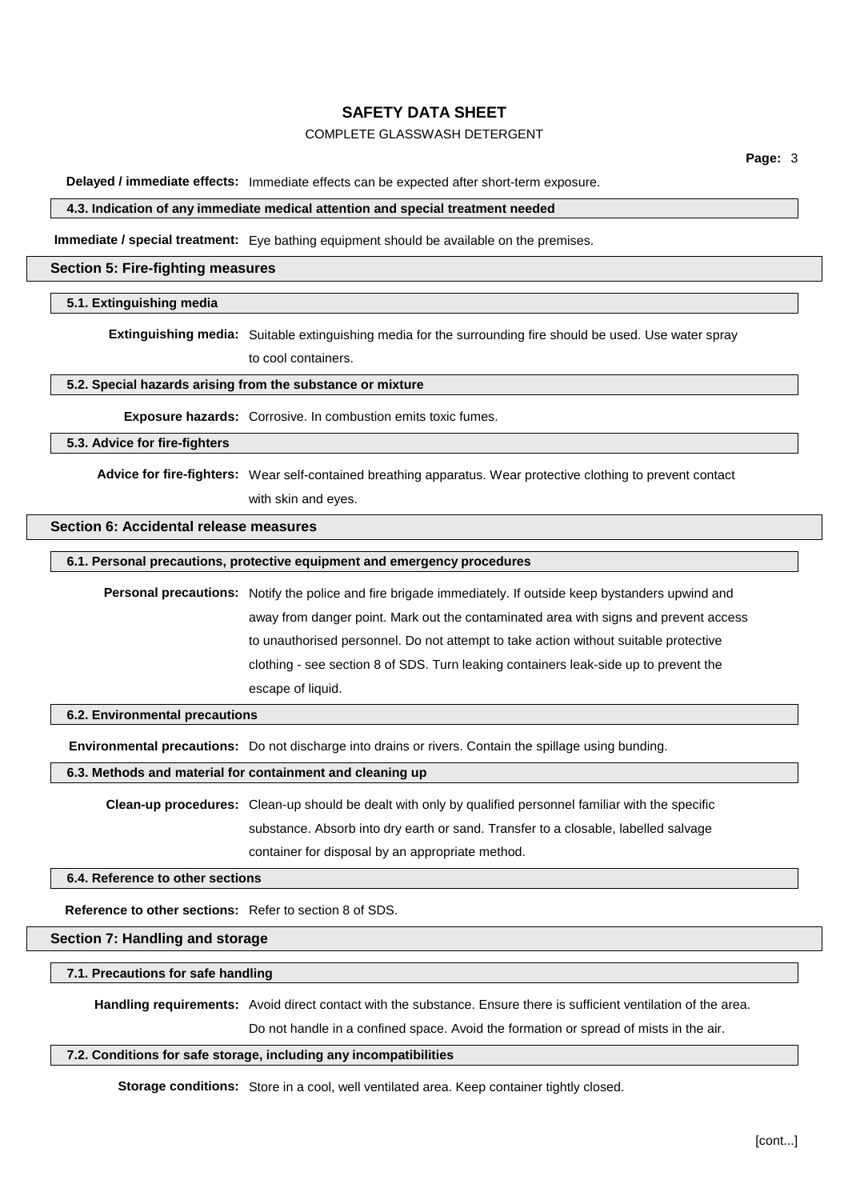**Delayed / immediate effects:** Immediate effects can be expected after short-term exposure.

### 4.3. Indication of any immediate medical attention and special treatment needed

**Immediate / special treatment:** Eye bathing equipment should be available on the premises.

## Section 5: Fire-fighting measures

### 5.1. Extinguishing media

**Extinguishing media:** Suitable extinguishing media for the surrounding fire should be used. Use water spray to cool containers.

### 5.2. Special hazards arising from the substance or mixture

**Exposure hazards:** Corrosive. In combustion emits toxic fumes.

### 5.3. Advice for fire-fighters

**Advice for fire-fighters:** Wear self-contained breathing apparatus. Wear protective clothing to prevent contact with skin and eyes.

## Section 6: Accidental release measures

### 6.1. Personal precautions, protective equipment and emergency procedures

**Personal precautions:** Notify the police and fire brigade immediately. If outside keep bystanders upwind and away from danger point. Mark out the contaminated area with signs and prevent access to unauthorised personnel. Do not attempt to take action without suitable protective clothing - see section 8 of SDS. Turn leaking containers leak-side up to prevent the escape of liquid.

### 6.2. Environmental precautions

**Environmental precautions:** Do not discharge into drains or rivers. Contain the spillage using bunding.

### 6.3. Methods and material for containment and cleaning up

**Clean-up procedures:** Clean-up should be dealt with only by qualified personnel familiar with the specific substance. Absorb into dry earth or sand. Transfer to a closable, labelled salvage container for disposal by an appropriate method.

### 6.4. Reference to other sections

**Reference to other sections:** Refer to section 8 of SDS.

## Section 7: Handling and storage

### 7.1. Precautions for safe handling

**Handling requirements:** Avoid direct contact with the substance. Ensure there is sufficient ventilation of the area. Do not handle in a confined space. Avoid the formation or spread of mists in the air.

### 7.2. Conditions for safe storage, including any incompatibilities

**Storage conditions:** Store in a cool, well ventilated area. Keep container tightly closed.

[cont...]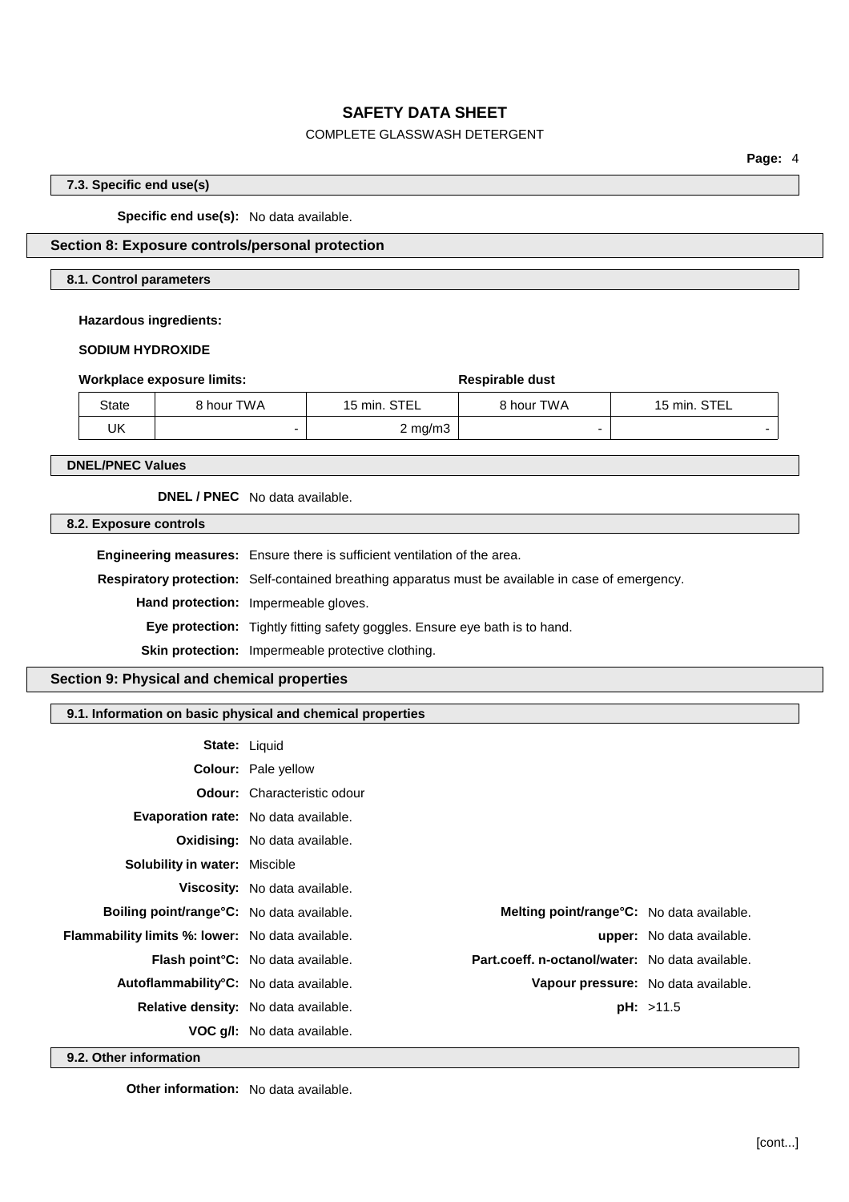### 7.3. Specific end use(s)

**Specific end use(s):** No data available.

## Section 8: Exposure controls/personal protection

### 8.1. Control parameters

**Hazardous ingredients:**

**SODIUM HYDROXIDE**

| Workplace exposure limits: | | | Respirable dust | |
|---|---|---|---|---|
| State | 8 hour TWA | 15 min. STEL | 8 hour TWA | 15 min. STEL |
| UK | - | 2 mg/m3 | - | - |

### DNEL/PNEC Values

**DNEL / PNEC** No data available.

### 8.2. Exposure controls

**Engineering measures:** Ensure there is sufficient ventilation of the area.

**Respiratory protection:** Self-contained breathing apparatus must be available in case of emergency.

**Hand protection:** Impermeable gloves.

**Eye protection:** Tightly fitting safety goggles. Ensure eye bath is to hand.

**Skin protection:** Impermeable protective clothing.

## Section 9: Physical and chemical properties

### 9.1. Information on basic physical and chemical properties

**State:** Liquid

**Colour:** Pale yellow

**Odour:** Characteristic odour

**Evaporation rate:** No data available.

**Oxidising:** No data available.

**Solubility in water:** Miscible

**Viscosity:** No data available.

**Boiling point/range°C:** No data available.

**Melting point/range°C:** No data available.

**Flammability limits %: lower:** No data available.

**upper:** No data available.

**Flash point°C:** No data available.

**Part.coeff. n-octanol/water:** No data available.

**Autoflammability°C:** No data available.

**Vapour pressure:** No data available.

**Relative density:** No data available.

**pH:** >11.5

**VOC g/l:** No data available.

### 9.2. Other information

**Other information:** No data available.

[cont...]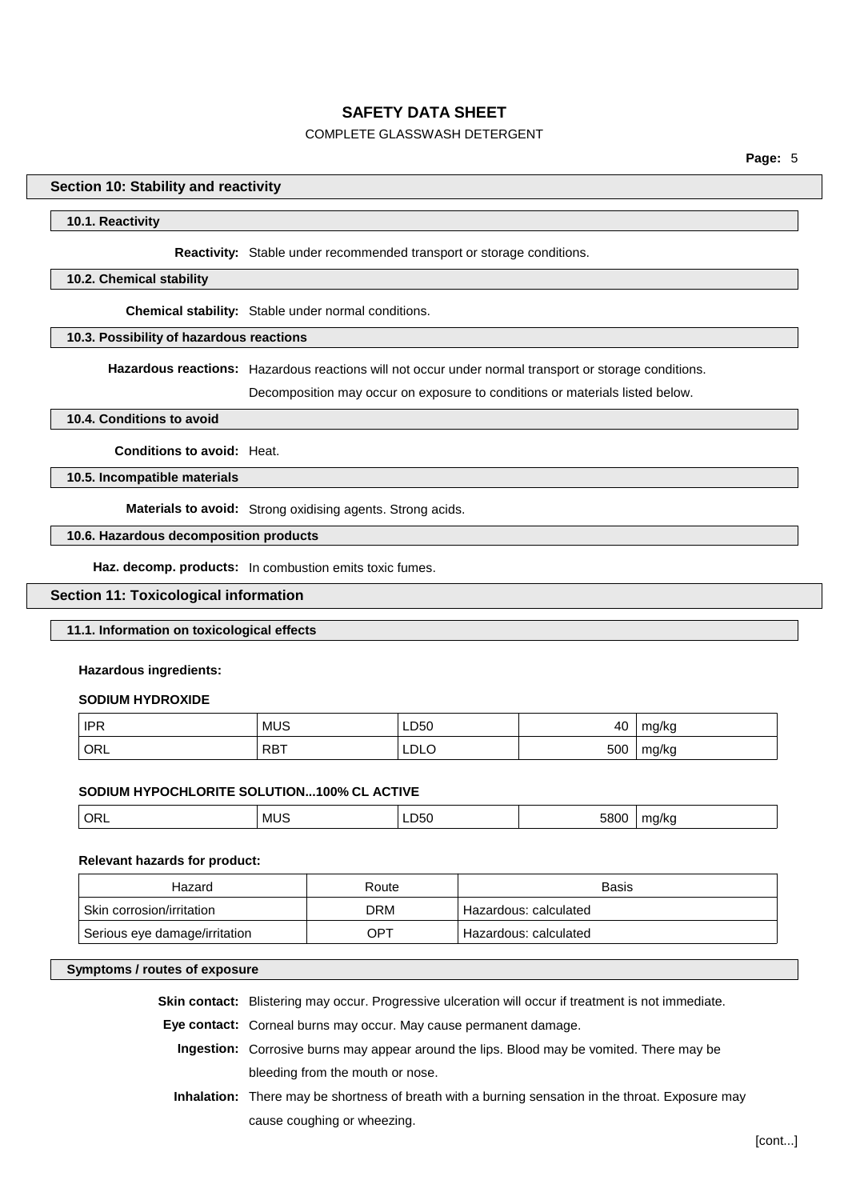## Section 10: Stability and reactivity

### 10.1. Reactivity

**Reactivity:** Stable under recommended transport or storage conditions.

### 10.2. Chemical stability

**Chemical stability:** Stable under normal conditions.

### 10.3. Possibility of hazardous reactions

**Hazardous reactions:** Hazardous reactions will not occur under normal transport or storage conditions.

Decomposition may occur on exposure to conditions or materials listed below.

### 10.4. Conditions to avoid

**Conditions to avoid:** Heat.

### 10.5. Incompatible materials

**Materials to avoid:** Strong oxidising agents. Strong acids.

### 10.6. Hazardous decomposition products

**Haz. decomp. products:** In combustion emits toxic fumes.

## Section 11: Toxicological information

### 11.1. Information on toxicological effects

**Hazardous ingredients:**

**SODIUM HYDROXIDE**

| | | | | |
|---|---|---|---|---|
| IPR | MUS | LD50 | 40 | mg/kg |
| ORL | RBT | LDLO | 500 | mg/kg |

**SODIUM HYPOCHLORITE SOLUTION...100% CL ACTIVE**

| | | | | |
|---|---|---|---|---|
| ORL | MUS | LD50 | 5800 | mg/kg |

**Relevant hazards for product:**

| Hazard | Route | Basis |
|---|---|---|
| Skin corrosion/irritation | DRM | Hazardous: calculated |
| Serious eye damage/irritation | OPT | Hazardous: calculated |

### Symptoms / routes of exposure

**Skin contact:** Blistering may occur. Progressive ulceration will occur if treatment is not immediate.

**Eye contact:** Corneal burns may occur. May cause permanent damage.

**Ingestion:** Corrosive burns may appear around the lips. Blood may be vomited. There may be bleeding from the mouth or nose.

**Inhalation:** There may be shortness of breath with a burning sensation in the throat. Exposure may cause coughing or wheezing.

[cont...]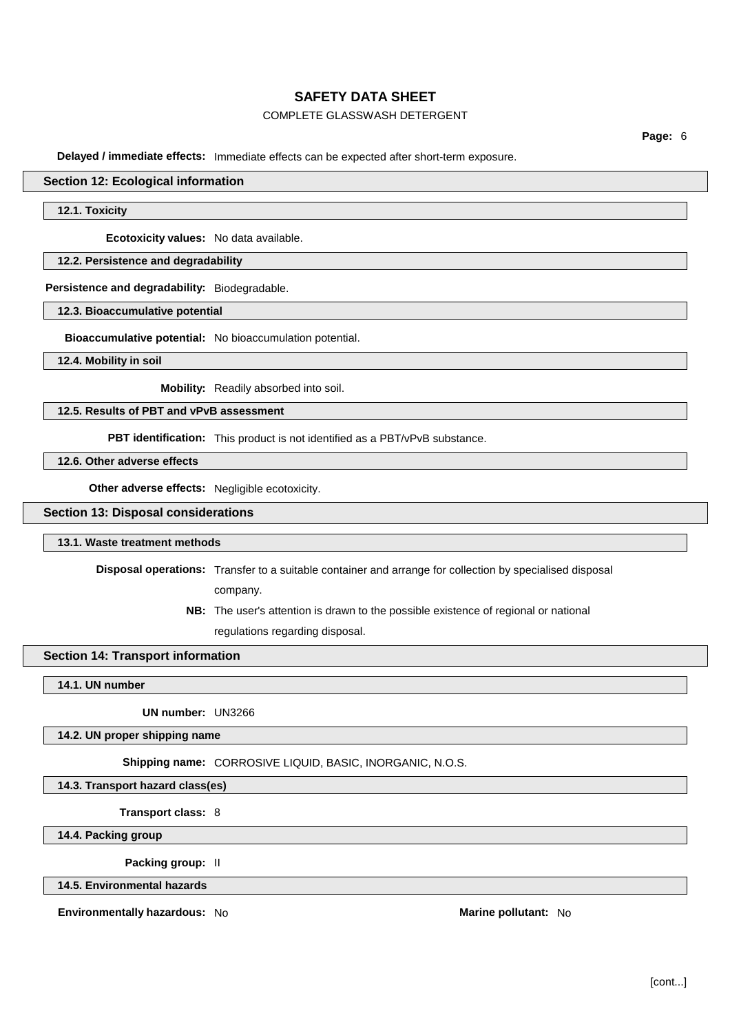**Delayed / immediate effects:** Immediate effects can be expected after short-term exposure.

## Section 12: Ecological information

### 12.1. Toxicity

**Ecotoxicity values:** No data available.

### 12.2. Persistence and degradability

**Persistence and degradability:** Biodegradable.

### 12.3. Bioaccumulative potential

**Bioaccumulative potential:** No bioaccumulation potential.

### 12.4. Mobility in soil

**Mobility:** Readily absorbed into soil.

### 12.5. Results of PBT and vPvB assessment

**PBT identification:** This product is not identified as a PBT/vPvB substance.

### 12.6. Other adverse effects

**Other adverse effects:** Negligible ecotoxicity.

## Section 13: Disposal considerations

### 13.1. Waste treatment methods

**Disposal operations:** Transfer to a suitable container and arrange for collection by specialised disposal company.

**NB:** The user's attention is drawn to the possible existence of regional or national regulations regarding disposal.

## Section 14: Transport information

### 14.1. UN number

**UN number:** UN3266

### 14.2. UN proper shipping name

**Shipping name:** CORROSIVE LIQUID, BASIC, INORGANIC, N.O.S.

### 14.3. Transport hazard class(es)

**Transport class:** 8

### 14.4. Packing group

**Packing group:** II

### 14.5. Environmental hazards

**Environmentally hazardous:** No

**Marine pollutant:** No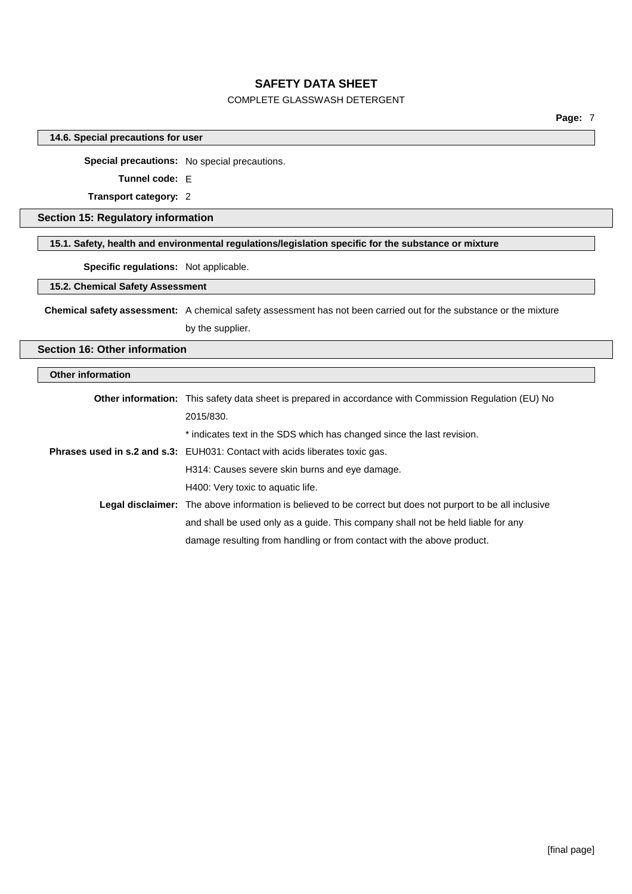### 14.6. Special precautions for user

**Special precautions:** No special precautions.

**Tunnel code:** E

**Transport category:** 2

## Section 15: Regulatory information

### 15.1. Safety, health and environmental regulations/legislation specific for the substance or mixture

**Specific regulations:** Not applicable.

### 15.2. Chemical Safety Assessment

**Chemical safety assessment:** A chemical safety assessment has not been carried out for the substance or the mixture by the supplier.

## Section 16: Other information

### Other information

**Other information:** This safety data sheet is prepared in accordance with Commission Regulation (EU) No 2015/830.

* indicates text in the SDS which has changed since the last revision.

**Phrases used in s.2 and s.3:** EUH031: Contact with acids liberates toxic gas.

H314: Causes severe skin burns and eye damage.

H400: Very toxic to aquatic life.

**Legal disclaimer:** The above information is believed to be correct but does not purport to be all inclusive and shall be used only as a guide. This company shall not be held liable for any damage resulting from handling or from contact with the above product.

[final page]